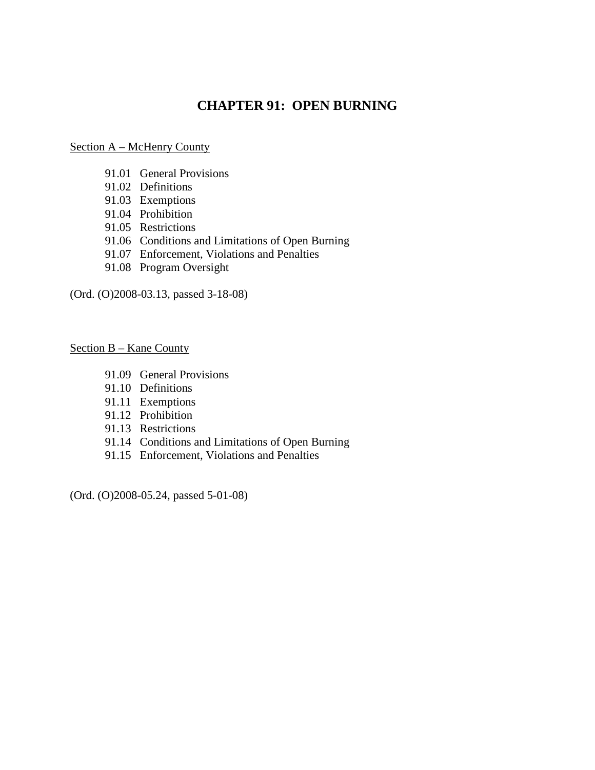# CHAPTER 91: OPEN BURNING

Section A – McHenry County

- 91.01 General Provisions
- 91.02 Definitions
- 91.03 Exemptions
- 91.04 Prohibition
- 91.05 Restrictions
- 91.06 Conditions and Limitations of Open Burning
- 91.07 Enforcement, Violations and Penalties
- 91.08 Program Oversight

(Ord. (O)2008-03.13, passed 3-18-08)

Section B – Kane County

- 91.09 General Provisions
- 91.10 Definitions
- 91.11 Exemptions
- 91.12 Prohibition
- 91.13 Restrictions
- 91.14 Conditions and Limitations of Open Burning
- 91.15 Enforcement, Violations and Penalties

(Ord. (O)2008-05.24, passed 5-01-08)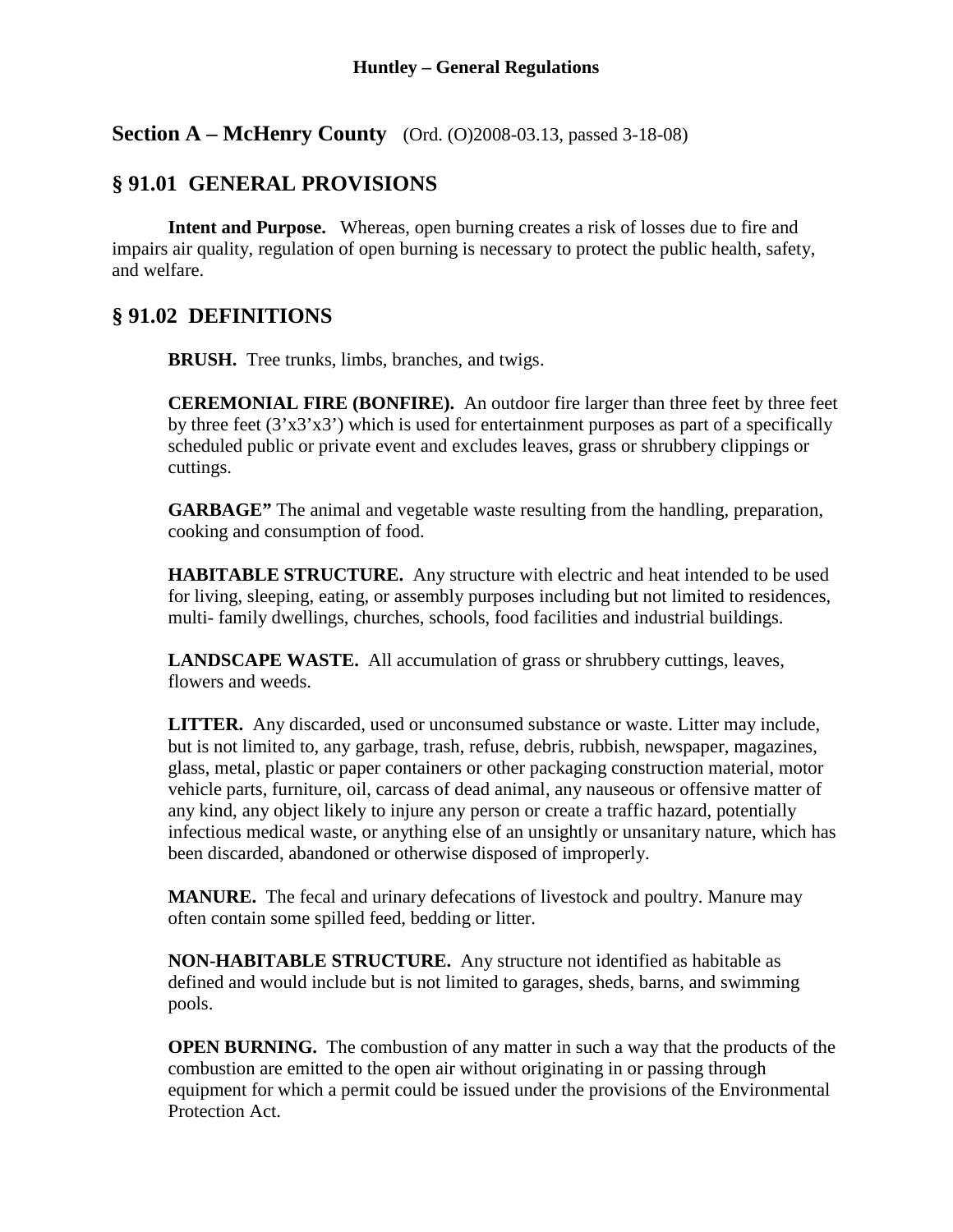# Huntley – General Regulations

## Section A – McHenry County (Ord. (O)2008-03.13, passed 3-18-08)

## § 91.01 GENERAL PROVISIONS

**Intent and Purpose.** Whereas, open burning creates a risk of losses due to fire and impairs air quality, regulation of open burning is necessary to protect the public health, safety, and welfare.

## § 91.02 DEFINITIONS

**BRUSH.** Tree trunks, limbs, branches, and twigs.

**CEREMONIAL FIRE (BONFIRE).** An outdoor fire larger than three feet by three feet by three feet (3'x3'x3') which is used for entertainment purposes as part of a specifically scheduled public or private event and excludes leaves, grass or shrubbery clippings or cuttings.

**GARBAGE"** The animal and vegetable waste resulting from the handling, preparation, cooking and consumption of food.

**HABITABLE STRUCTURE.** Any structure with electric and heat intended to be used for living, sleeping, eating, or assembly purposes including but not limited to residences, multi- family dwellings, churches, schools, food facilities and industrial buildings.

**LANDSCAPE WASTE.** All accumulation of grass or shrubbery cuttings, leaves, flowers and weeds.

**LITTER.** Any discarded, used or unconsumed substance or waste. Litter may include, but is not limited to, any garbage, trash, refuse, debris, rubbish, newspaper, magazines, glass, metal, plastic or paper containers or other packaging construction material, motor vehicle parts, furniture, oil, carcass of dead animal, any nauseous or offensive matter of any kind, any object likely to injure any person or create a traffic hazard, potentially infectious medical waste, or anything else of an unsightly or unsanitary nature, which has been discarded, abandoned or otherwise disposed of improperly.

**MANURE.** The fecal and urinary defecations of livestock and poultry. Manure may often contain some spilled feed, bedding or litter.

**NON-HABITABLE STRUCTURE.** Any structure not identified as habitable as defined and would include but is not limited to garages, sheds, barns, and swimming pools.

**OPEN BURNING.** The combustion of any matter in such a way that the products of the combustion are emitted to the open air without originating in or passing through equipment for which a permit could be issued under the provisions of the Environmental Protection Act.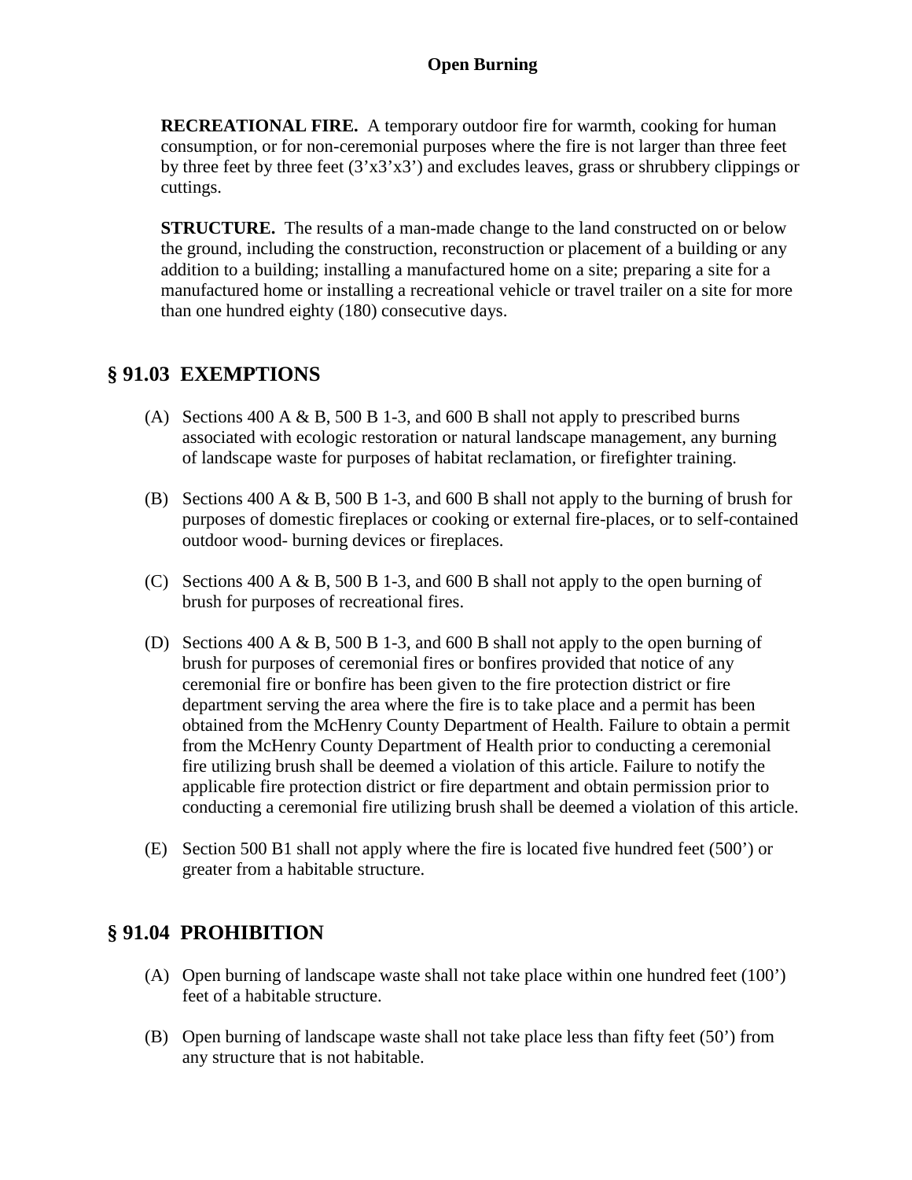**RECREATIONAL FIRE.** A temporary outdoor fire for warmth, cooking for human consumption, or for non-ceremonial purposes where the fire is not larger than three feet by three feet by three feet (3'x3'x3') and excludes leaves, grass or shrubbery clippings or cuttings.

**STRUCTURE.** The results of a man-made change to the land constructed on or below the ground, including the construction, reconstruction or placement of a building or any addition to a building; installing a manufactured home on a site; preparing a site for a manufactured home or installing a recreational vehicle or travel trailer on a site for more than one hundred eighty (180) consecutive days.

## § 91.03 EXEMPTIONS

(A) Sections 400 A & B, 500 B 1-3, and 600 B shall not apply to prescribed burns associated with ecologic restoration or natural landscape management, any burning of landscape waste for purposes of habitat reclamation, or firefighter training.

(B) Sections 400 A & B, 500 B 1-3, and 600 B shall not apply to the burning of brush for purposes of domestic fireplaces or cooking or external fire-places, or to self-contained outdoor wood- burning devices or fireplaces.

(C) Sections 400 A & B, 500 B 1-3, and 600 B shall not apply to the open burning of brush for purposes of recreational fires.

(D) Sections 400 A & B, 500 B 1-3, and 600 B shall not apply to the open burning of brush for purposes of ceremonial fires or bonfires provided that notice of any ceremonial fire or bonfire has been given to the fire protection district or fire department serving the area where the fire is to take place and a permit has been obtained from the McHenry County Department of Health. Failure to obtain a permit from the McHenry County Department of Health prior to conducting a ceremonial fire utilizing brush shall be deemed a violation of this article. Failure to notify the applicable fire protection district or fire department and obtain permission prior to conducting a ceremonial fire utilizing brush shall be deemed a violation of this article.

(E) Section 500 B1 shall not apply where the fire is located five hundred feet (500') or greater from a habitable structure.

## § 91.04 PROHIBITION

(A) Open burning of landscape waste shall not take place within one hundred feet (100') feet of a habitable structure.

(B) Open burning of landscape waste shall not take place less than fifty feet (50') from any structure that is not habitable.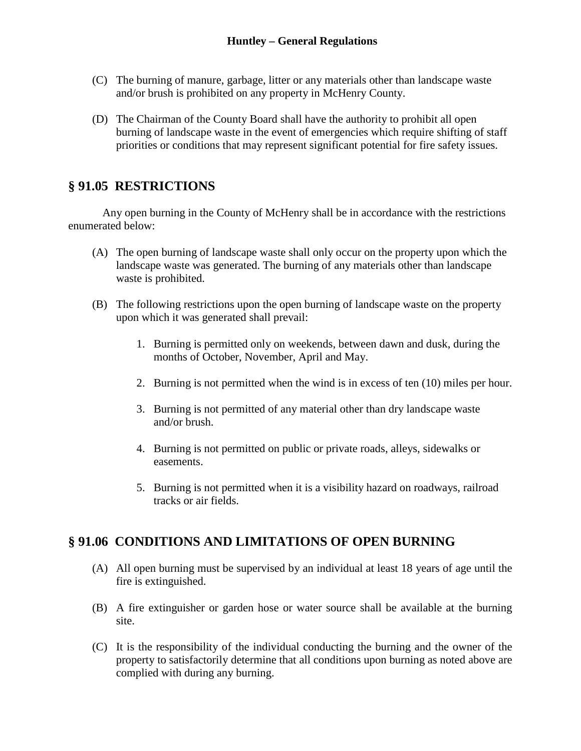(C) The burning of manure, garbage, litter or any materials other than landscape waste and/or brush is prohibited on any property in McHenry County.

(D) The Chairman of the County Board shall have the authority to prohibit all open burning of landscape waste in the event of emergencies which require shifting of staff priorities or conditions that may represent significant potential for fire safety issues.

## § 91.05 RESTRICTIONS

Any open burning in the County of McHenry shall be in accordance with the restrictions enumerated below:

(A) The open burning of landscape waste shall only occur on the property upon which the landscape waste was generated. The burning of any materials other than landscape waste is prohibited.

(B) The following restrictions upon the open burning of landscape waste on the property upon which it was generated shall prevail:

1. Burning is permitted only on weekends, between dawn and dusk, during the months of October, November, April and May.

2. Burning is not permitted when the wind is in excess of ten (10) miles per hour.

3. Burning is not permitted of any material other than dry landscape waste and/or brush.

4. Burning is not permitted on public or private roads, alleys, sidewalks or easements.

5. Burning is not permitted when it is a visibility hazard on roadways, railroad tracks or air fields.

## § 91.06 CONDITIONS AND LIMITATIONS OF OPEN BURNING

(A) All open burning must be supervised by an individual at least 18 years of age until the fire is extinguished.

(B) A fire extinguisher or garden hose or water source shall be available at the burning site.

(C) It is the responsibility of the individual conducting the burning and the owner of the property to satisfactorily determine that all conditions upon burning as noted above are complied with during any burning.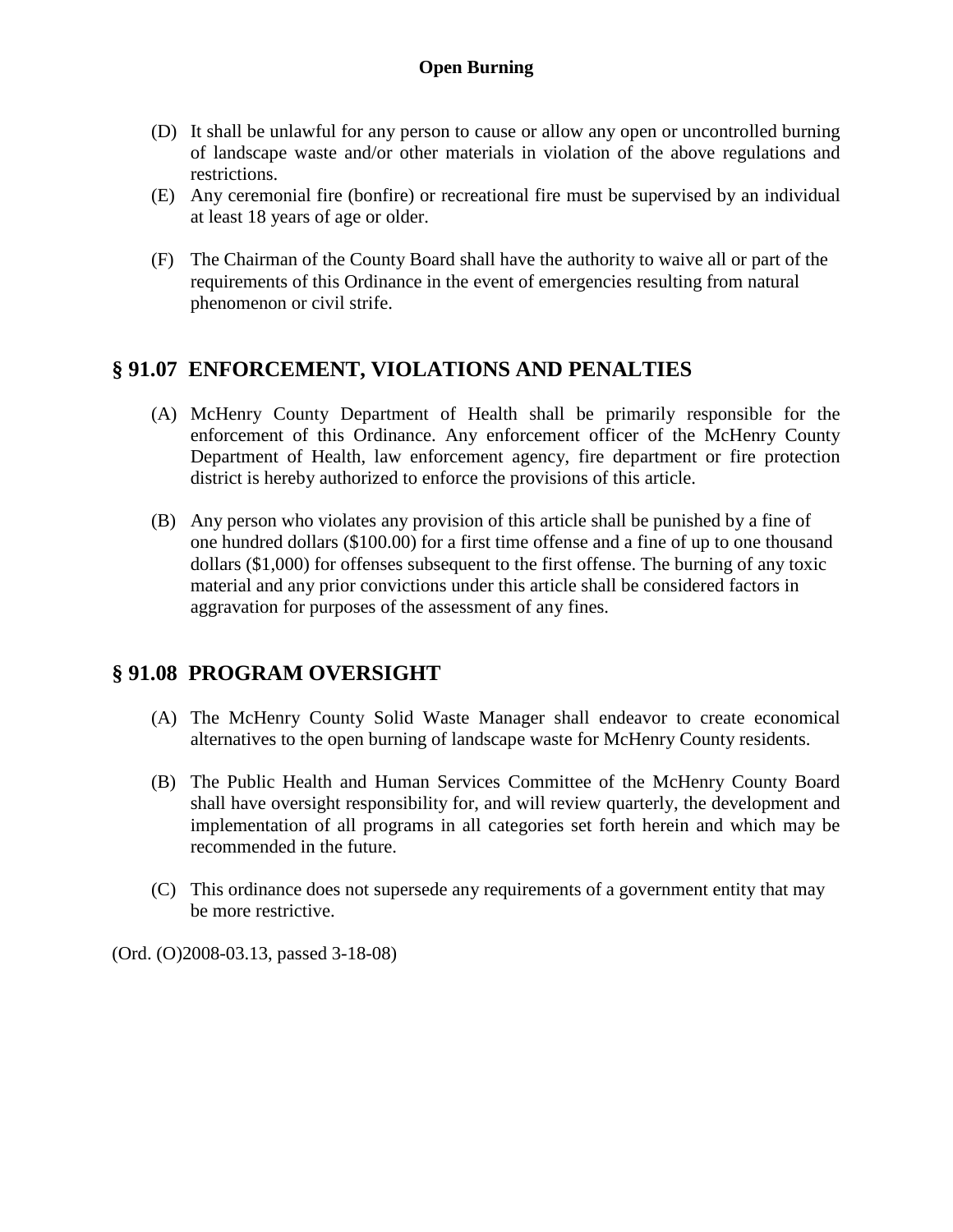- (D) It shall be unlawful for any person to cause or allow any open or uncontrolled burning of landscape waste and/or other materials in violation of the above regulations and restrictions.
- (E) Any ceremonial fire (bonfire) or recreational fire must be supervised by an individual at least 18 years of age or older.
- (F) The Chairman of the County Board shall have the authority to waive all or part of the requirements of this Ordinance in the event of emergencies resulting from natural phenomenon or civil strife.

## § 91.07 ENFORCEMENT, VIOLATIONS AND PENALTIES

(A) McHenry County Department of Health shall be primarily responsible for the enforcement of this Ordinance. Any enforcement officer of the McHenry County Department of Health, law enforcement agency, fire department or fire protection district is hereby authorized to enforce the provisions of this article.

(B) Any person who violates any provision of this article shall be punished by a fine of one hundred dollars ($100.00) for a first time offense and a fine of up to one thousand dollars ($1,000) for offenses subsequent to the first offense. The burning of any toxic material and any prior convictions under this article shall be considered factors in aggravation for purposes of the assessment of any fines.

## § 91.08 PROGRAM OVERSIGHT

(A) The McHenry County Solid Waste Manager shall endeavor to create economical alternatives to the open burning of landscape waste for McHenry County residents.

(B) The Public Health and Human Services Committee of the McHenry County Board shall have oversight responsibility for, and will review quarterly, the development and implementation of all programs in all categories set forth herein and which may be recommended in the future.

(C) This ordinance does not supersede any requirements of a government entity that may be more restrictive.

(Ord. (O)2008-03.13, passed 3-18-08)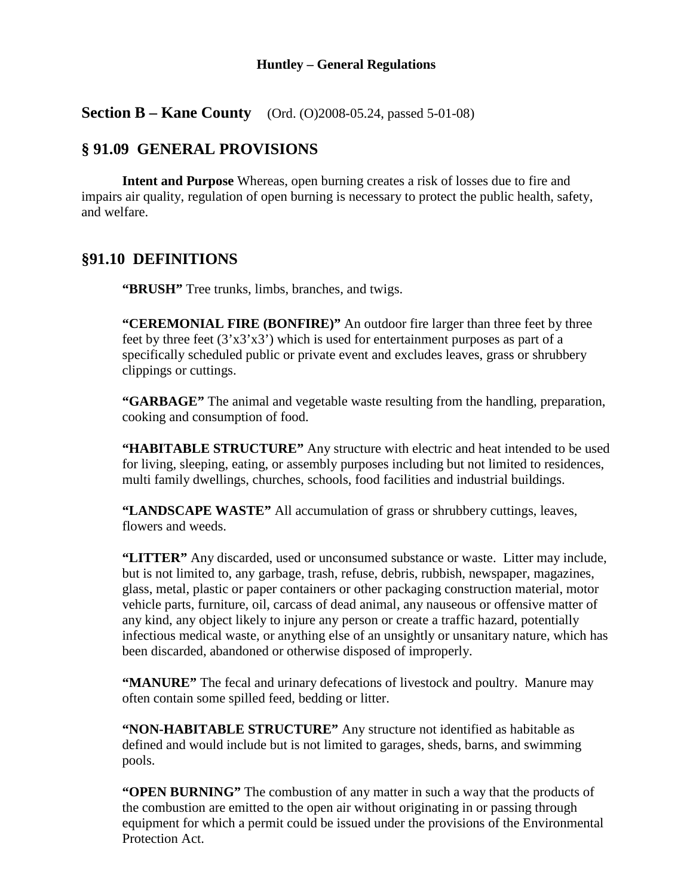Huntley – General Regulations

## Section B – Kane County (Ord. (O)2008-05.24, passed 5-01-08)

## § 91.09 GENERAL PROVISIONS

**Intent and Purpose** Whereas, open burning creates a risk of losses due to fire and impairs air quality, regulation of open burning is necessary to protect the public health, safety, and welfare.

## §91.10 DEFINITIONS

**"BRUSH"** Tree trunks, limbs, branches, and twigs.

**"CEREMONIAL FIRE (BONFIRE)"** An outdoor fire larger than three feet by three feet by three feet (3'x3'x3') which is used for entertainment purposes as part of a specifically scheduled public or private event and excludes leaves, grass or shrubbery clippings or cuttings.

**"GARBAGE"** The animal and vegetable waste resulting from the handling, preparation, cooking and consumption of food.

**"HABITABLE STRUCTURE"** Any structure with electric and heat intended to be used for living, sleeping, eating, or assembly purposes including but not limited to residences, multi family dwellings, churches, schools, food facilities and industrial buildings.

**"LANDSCAPE WASTE"** All accumulation of grass or shrubbery cuttings, leaves, flowers and weeds.

**"LITTER"** Any discarded, used or unconsumed substance or waste. Litter may include, but is not limited to, any garbage, trash, refuse, debris, rubbish, newspaper, magazines, glass, metal, plastic or paper containers or other packaging construction material, motor vehicle parts, furniture, oil, carcass of dead animal, any nauseous or offensive matter of any kind, any object likely to injure any person or create a traffic hazard, potentially infectious medical waste, or anything else of an unsightly or unsanitary nature, which has been discarded, abandoned or otherwise disposed of improperly.

**"MANURE"** The fecal and urinary defecations of livestock and poultry. Manure may often contain some spilled feed, bedding or litter.

**"NON-HABITABLE STRUCTURE"** Any structure not identified as habitable as defined and would include but is not limited to garages, sheds, barns, and swimming pools.

**"OPEN BURNING"** The combustion of any matter in such a way that the products of the combustion are emitted to the open air without originating in or passing through equipment for which a permit could be issued under the provisions of the Environmental Protection Act.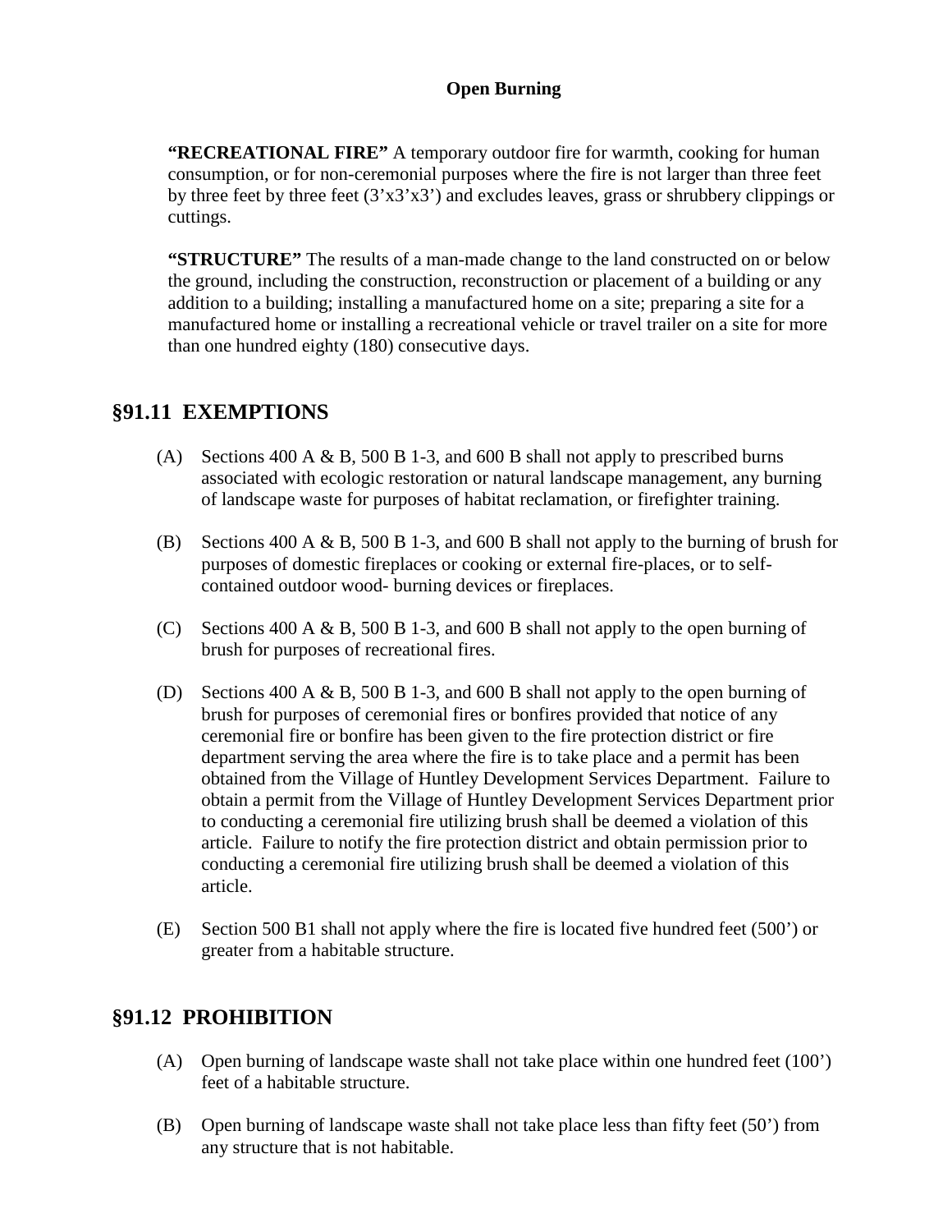**Open Burning**

**"RECREATIONAL FIRE"** A temporary outdoor fire for warmth, cooking for human consumption, or for non-ceremonial purposes where the fire is not larger than three feet by three feet by three feet (3'x3'x3') and excludes leaves, grass or shrubbery clippings or cuttings.

**"STRUCTURE"** The results of a man-made change to the land constructed on or below the ground, including the construction, reconstruction or placement of a building or any addition to a building; installing a manufactured home on a site; preparing a site for a manufactured home or installing a recreational vehicle or travel trailer on a site for more than one hundred eighty (180) consecutive days.

## §91.11 EXEMPTIONS

(A) Sections 400 A & B, 500 B 1-3, and 600 B shall not apply to prescribed burns associated with ecologic restoration or natural landscape management, any burning of landscape waste for purposes of habitat reclamation, or firefighter training.

(B) Sections 400 A & B, 500 B 1-3, and 600 B shall not apply to the burning of brush for purposes of domestic fireplaces or cooking or external fire-places, or to self-contained outdoor wood- burning devices or fireplaces.

(C) Sections 400 A & B, 500 B 1-3, and 600 B shall not apply to the open burning of brush for purposes of recreational fires.

(D) Sections 400 A & B, 500 B 1-3, and 600 B shall not apply to the open burning of brush for purposes of ceremonial fires or bonfires provided that notice of any ceremonial fire or bonfire has been given to the fire protection district or fire department serving the area where the fire is to take place and a permit has been obtained from the Village of Huntley Development Services Department. Failure to obtain a permit from the Village of Huntley Development Services Department prior to conducting a ceremonial fire utilizing brush shall be deemed a violation of this article. Failure to notify the fire protection district and obtain permission prior to conducting a ceremonial fire utilizing brush shall be deemed a violation of this article.

(E) Section 500 B1 shall not apply where the fire is located five hundred feet (500') or greater from a habitable structure.

## §91.12 PROHIBITION

(A) Open burning of landscape waste shall not take place within one hundred feet (100') feet of a habitable structure.

(B) Open burning of landscape waste shall not take place less than fifty feet (50') from any structure that is not habitable.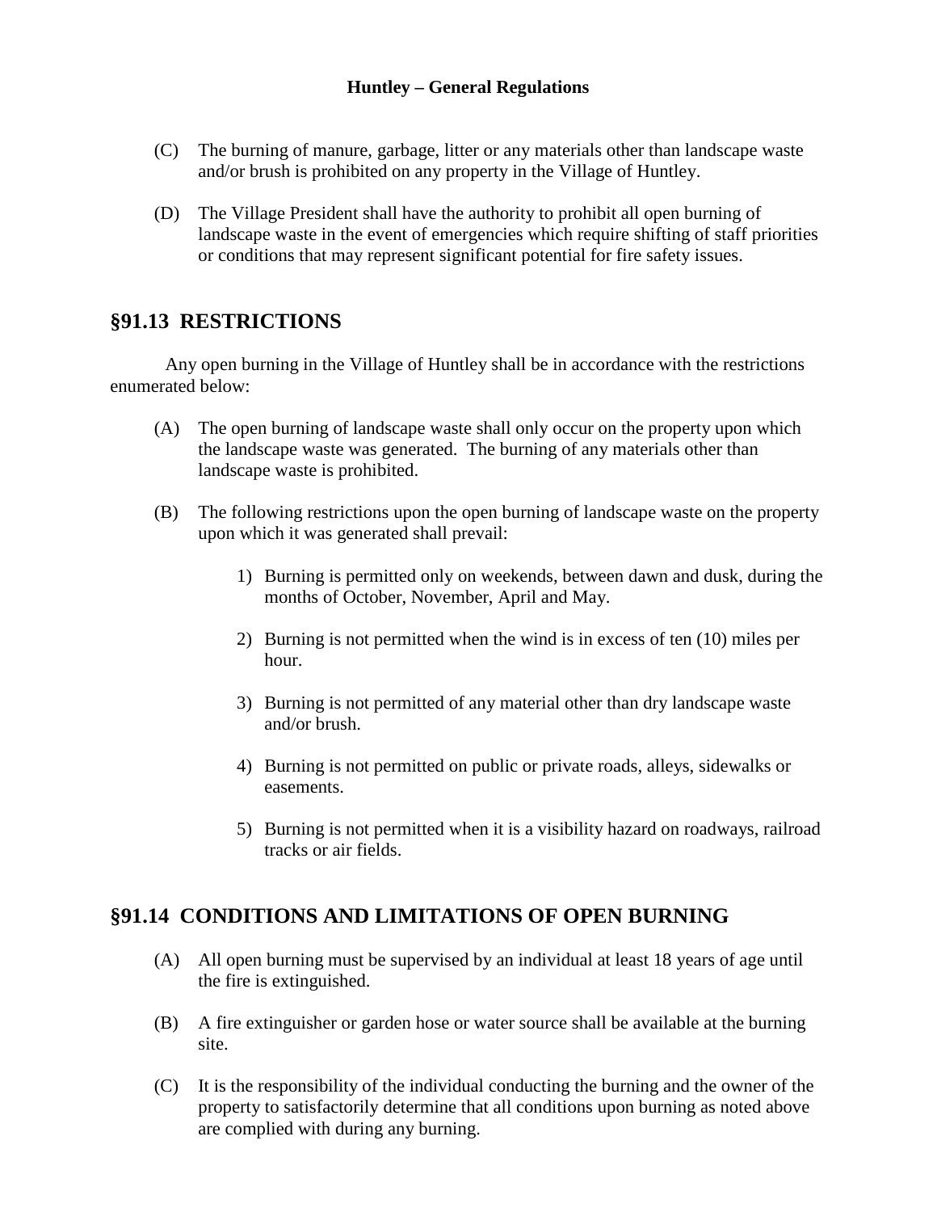(C) The burning of manure, garbage, litter or any materials other than landscape waste and/or brush is prohibited on any property in the Village of Huntley.

(D) The Village President shall have the authority to prohibit all open burning of landscape waste in the event of emergencies which require shifting of staff priorities or conditions that may represent significant potential for fire safety issues.

## §91.13 RESTRICTIONS

Any open burning in the Village of Huntley shall be in accordance with the restrictions enumerated below:

(A) The open burning of landscape waste shall only occur on the property upon which the landscape waste was generated. The burning of any materials other than landscape waste is prohibited.

(B) The following restrictions upon the open burning of landscape waste on the property upon which it was generated shall prevail:

1) Burning is permitted only on weekends, between dawn and dusk, during the months of October, November, April and May.

2) Burning is not permitted when the wind is in excess of ten (10) miles per hour.

3) Burning is not permitted of any material other than dry landscape waste and/or brush.

4) Burning is not permitted on public or private roads, alleys, sidewalks or easements.

5) Burning is not permitted when it is a visibility hazard on roadways, railroad tracks or air fields.

## §91.14 CONDITIONS AND LIMITATIONS OF OPEN BURNING

(A) All open burning must be supervised by an individual at least 18 years of age until the fire is extinguished.

(B) A fire extinguisher or garden hose or water source shall be available at the burning site.

(C) It is the responsibility of the individual conducting the burning and the owner of the property to satisfactorily determine that all conditions upon burning as noted above are complied with during any burning.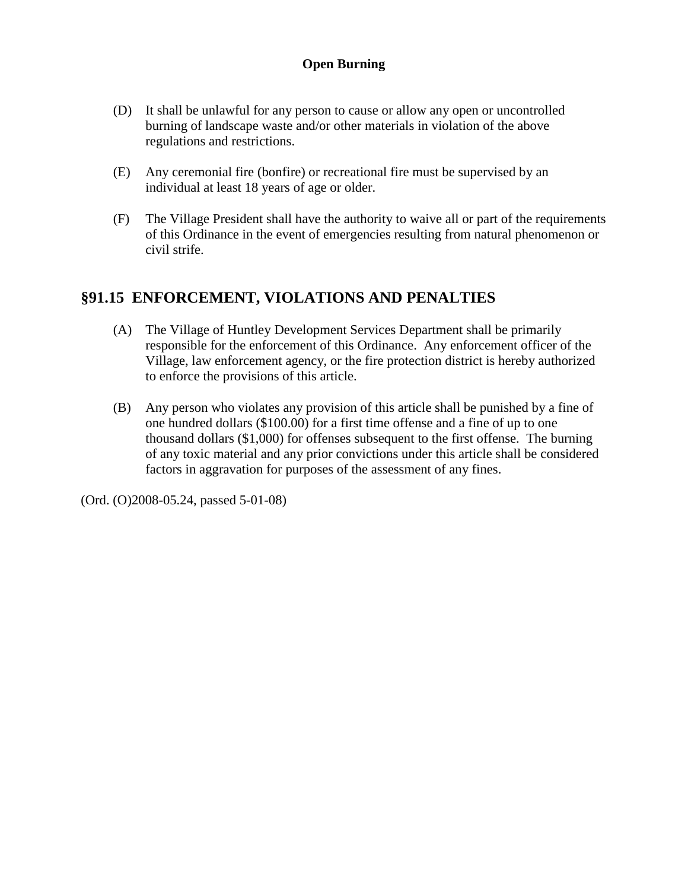(D) It shall be unlawful for any person to cause or allow any open or uncontrolled burning of landscape waste and/or other materials in violation of the above regulations and restrictions.

(E) Any ceremonial fire (bonfire) or recreational fire must be supervised by an individual at least 18 years of age or older.

(F) The Village President shall have the authority to waive all or part of the requirements of this Ordinance in the event of emergencies resulting from natural phenomenon or civil strife.

## §91.15 ENFORCEMENT, VIOLATIONS AND PENALTIES

(A) The Village of Huntley Development Services Department shall be primarily responsible for the enforcement of this Ordinance. Any enforcement officer of the Village, law enforcement agency, or the fire protection district is hereby authorized to enforce the provisions of this article.

(B) Any person who violates any provision of this article shall be punished by a fine of one hundred dollars ($100.00) for a first time offense and a fine of up to one thousand dollars ($1,000) for offenses subsequent to the first offense. The burning of any toxic material and any prior convictions under this article shall be considered factors in aggravation for purposes of the assessment of any fines.

(Ord. (O)2008-05.24, passed 5-01-08)